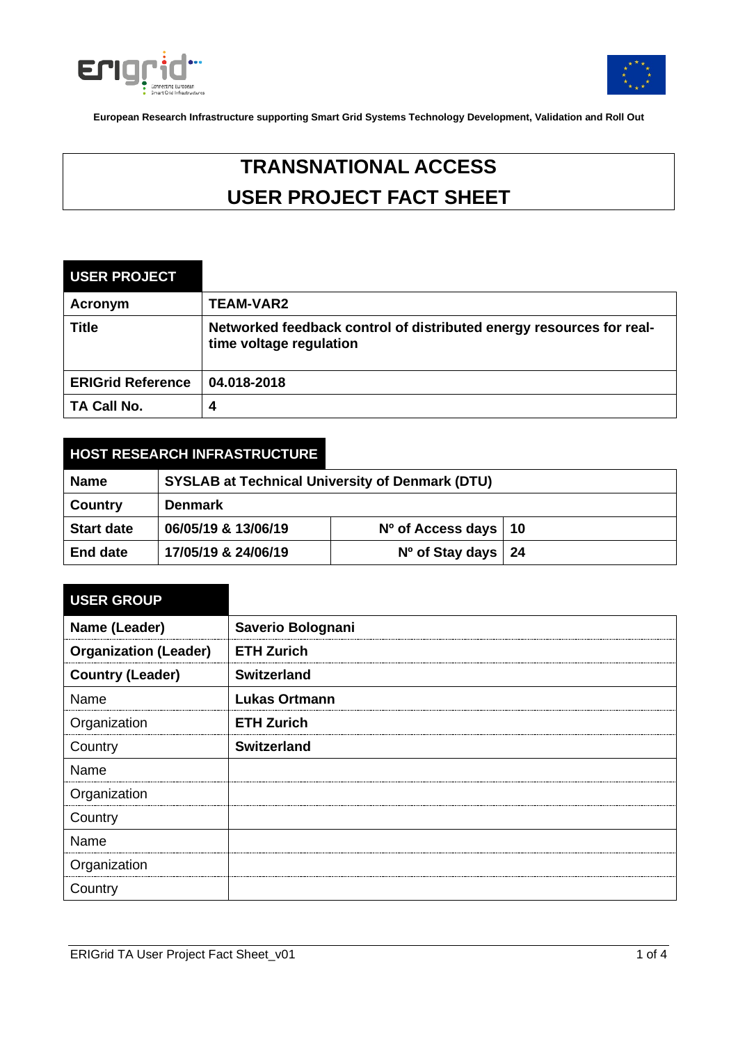European Research Infrastructure supporting Smart Grid Systems Technology Development, Validation and Roll Out

# TRANSNATIONAL ACCESS
# USER PROJECT FACT SHEET

| USER PROJECT | |
|---|---|
| **Acronym** | **TEAM-VAR2** |
| **Title** | **Networked feedback control of distributed energy resources for real-time voltage regulation** |
| **ERIGrid Reference** | **04.018-2018** |
| **TA Call No.** | **4** |

| HOST RESEARCH INFRASTRUCTURE | | | |
|---|---|---|---|
| **Name** | **SYSLAB at Technical University of Denmark (DTU)** | | |
| **Country** | **Denmark** | | |
| **Start date** | **06/05/19 & 13/06/19** | **Nº of Access days** | **10** |
| **End date** | **17/05/19 & 24/06/19** | **Nº of Stay days** | **24** |

| USER GROUP | |
|---|---|
| **Name (Leader)** | **Saverio Bolognani** |
| **Organization (Leader)** | **ETH Zurich** |
| **Country (Leader)** | **Switzerland** |
| Name | **Lukas Ortmann** |
| Organization | **ETH Zurich** |
| Country | **Switzerland** |
| Name | |
| Organization | |
| Country | |
| Name | |
| Organization | |
| Country | |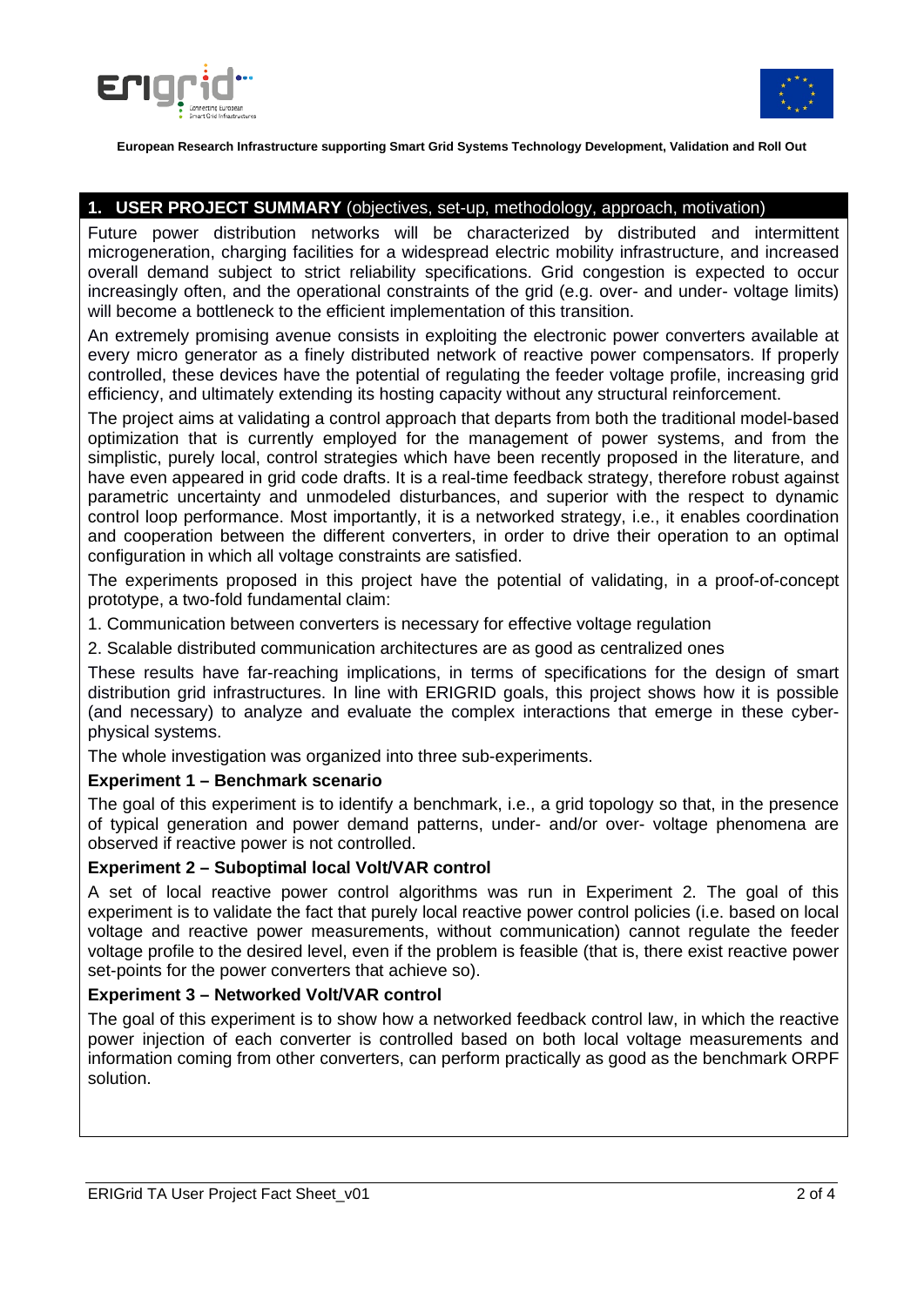## 1. USER PROJECT SUMMARY (objectives, set-up, methodology, approach, motivation)

Future power distribution networks will be characterized by distributed and intermittent microgeneration, charging facilities for a widespread electric mobility infrastructure, and increased overall demand subject to strict reliability specifications. Grid congestion is expected to occur increasingly often, and the operational constraints of the grid (e.g. over- and under- voltage limits) will become a bottleneck to the efficient implementation of this transition.

An extremely promising avenue consists in exploiting the electronic power converters available at every micro generator as a finely distributed network of reactive power compensators. If properly controlled, these devices have the potential of regulating the feeder voltage profile, increasing grid efficiency, and ultimately extending its hosting capacity without any structural reinforcement.

The project aims at validating a control approach that departs from both the traditional model-based optimization that is currently employed for the management of power systems, and from the simplistic, purely local, control strategies which have been recently proposed in the literature, and have even appeared in grid code drafts. It is a real-time feedback strategy, therefore robust against parametric uncertainty and unmodeled disturbances, and superior with the respect to dynamic control loop performance. Most importantly, it is a networked strategy, i.e., it enables coordination and cooperation between the different converters, in order to drive their operation to an optimal configuration in which all voltage constraints are satisfied.

The experiments proposed in this project have the potential of validating, in a proof-of-concept prototype, a two-fold fundamental claim:

1. Communication between converters is necessary for effective voltage regulation
2. Scalable distributed communication architectures are as good as centralized ones

These results have far-reaching implications, in terms of specifications for the design of smart distribution grid infrastructures. In line with ERIGRID goals, this project shows how it is possible (and necessary) to analyze and evaluate the complex interactions that emerge in these cyber-physical systems.

The whole investigation was organized into three sub-experiments.

**Experiment 1 – Benchmark scenario**

The goal of this experiment is to identify a benchmark, i.e., a grid topology so that, in the presence of typical generation and power demand patterns, under- and/or over- voltage phenomena are observed if reactive power is not controlled.

**Experiment 2 – Suboptimal local Volt/VAR control**

A set of local reactive power control algorithms was run in Experiment 2. The goal of this experiment is to validate the fact that purely local reactive power control policies (i.e. based on local voltage and reactive power measurements, without communication) cannot regulate the feeder voltage profile to the desired level, even if the problem is feasible (that is, there exist reactive power set-points for the power converters that achieve so).

**Experiment 3 – Networked Volt/VAR control**

The goal of this experiment is to show how a networked feedback control law, in which the reactive power injection of each converter is controlled based on both local voltage measurements and information coming from other converters, can perform practically as good as the benchmark ORPF solution.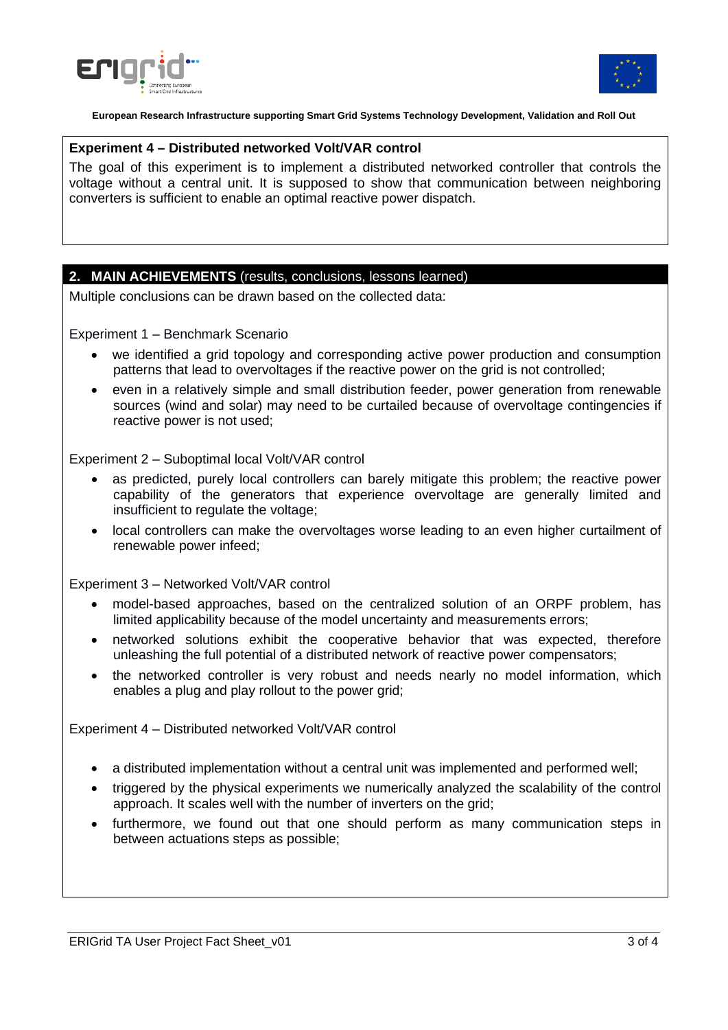**Experiment 4 – Distributed networked Volt/VAR control**

The goal of this experiment is to implement a distributed networked controller that controls the voltage without a central unit. It is supposed to show that communication between neighboring converters is sufficient to enable an optimal reactive power dispatch.

## 2. MAIN ACHIEVEMENTS (results, conclusions, lessons learned)

Multiple conclusions can be drawn based on the collected data:

Experiment 1 – Benchmark Scenario

- we identified a grid topology and corresponding active power production and consumption patterns that lead to overvoltages if the reactive power on the grid is not controlled;
- even in a relatively simple and small distribution feeder, power generation from renewable sources (wind and solar) may need to be curtailed because of overvoltage contingencies if reactive power is not used;

Experiment 2 – Suboptimal local Volt/VAR control

- as predicted, purely local controllers can barely mitigate this problem; the reactive power capability of the generators that experience overvoltage are generally limited and insufficient to regulate the voltage;
- local controllers can make the overvoltages worse leading to an even higher curtailment of renewable power infeed;

Experiment 3 – Networked Volt/VAR control

- model-based approaches, based on the centralized solution of an ORPF problem, has limited applicability because of the model uncertainty and measurements errors;
- networked solutions exhibit the cooperative behavior that was expected, therefore unleashing the full potential of a distributed network of reactive power compensators;
- the networked controller is very robust and needs nearly no model information, which enables a plug and play rollout to the power grid;

Experiment 4 – Distributed networked Volt/VAR control

- a distributed implementation without a central unit was implemented and performed well;
- triggered by the physical experiments we numerically analyzed the scalability of the control approach. It scales well with the number of inverters on the grid;
- furthermore, we found out that one should perform as many communication steps in between actuations steps as possible;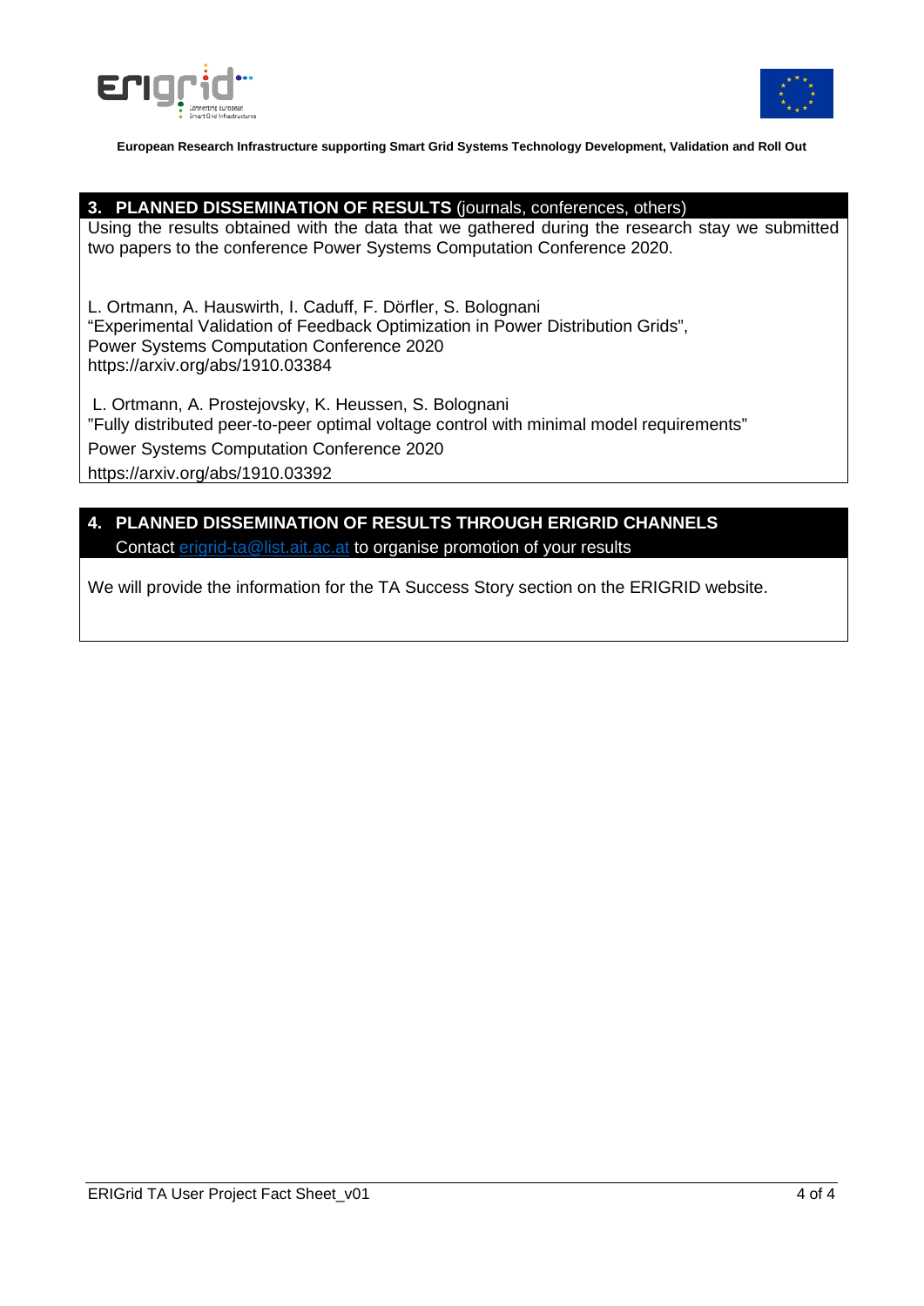## 3. PLANNED DISSEMINATION OF RESULTS (journals, conferences, others)

Using the results obtained with the data that we gathered during the research stay we submitted two papers to the conference Power Systems Computation Conference 2020.

L. Ortmann, A. Hauswirth, I. Caduff, F. Dörfler, S. Bolognani
“Experimental Validation of Feedback Optimization in Power Distribution Grids”,
Power Systems Computation Conference 2020
https://arxiv.org/abs/1910.03384

L. Ortmann, A. Prostejovsky, K. Heussen, S. Bolognani
”Fully distributed peer-to-peer optimal voltage control with minimal model requirements”
Power Systems Computation Conference 2020
https://arxiv.org/abs/1910.03392

## 4. PLANNED DISSEMINATION OF RESULTS THROUGH ERIGRID CHANNELS

Contact erigrid-ta@list.ait.ac.at to organise promotion of your results

We will provide the information for the TA Success Story section on the ERIGRID website.